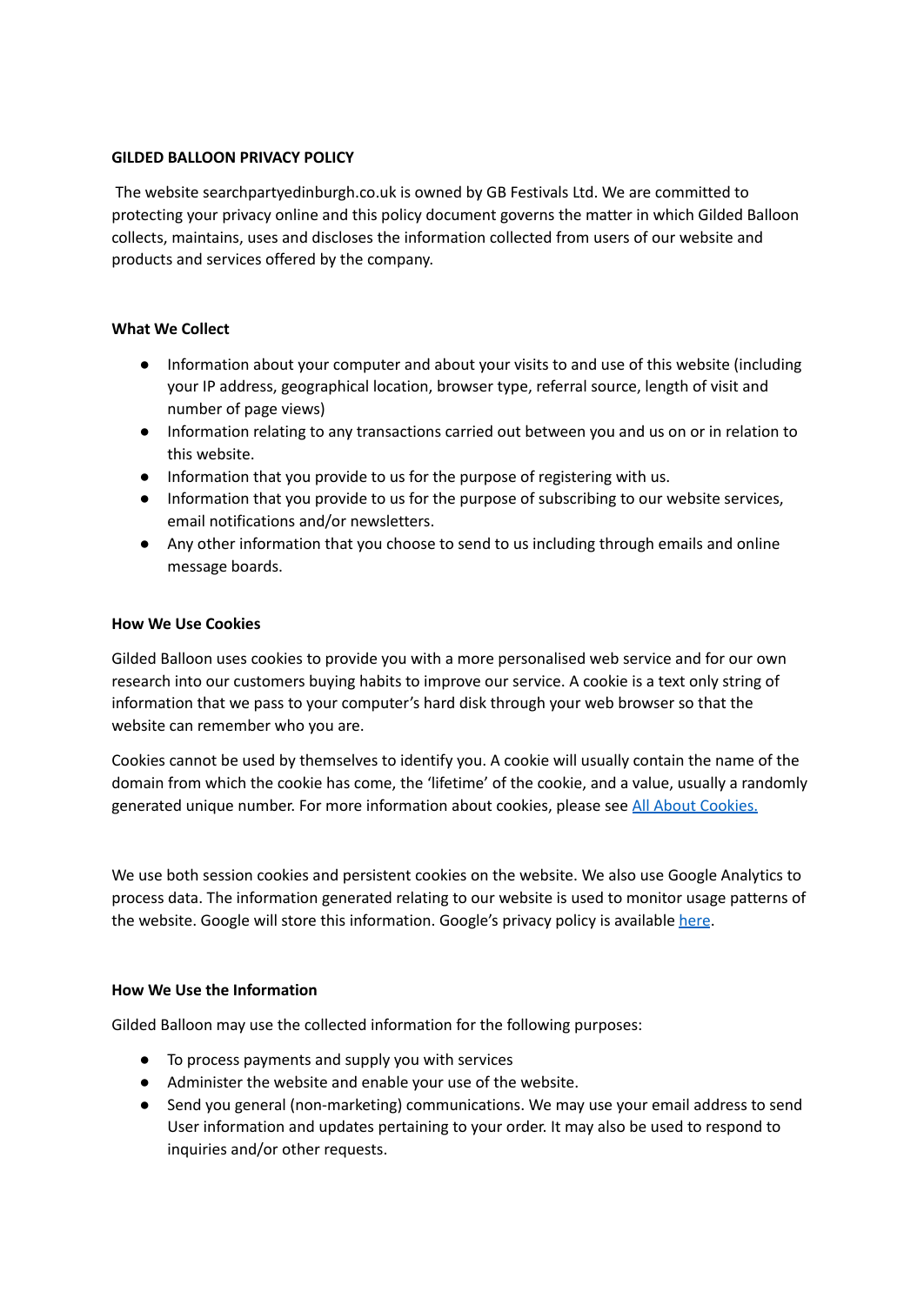**GILDED BALLOON PRIVACY POLICY**

The website searchpartyedinburgh.co.uk is owned by GB Festivals Ltd. We are committed to protecting your privacy online and this policy document governs the matter in which Gilded Balloon collects, maintains, uses and discloses the information collected from users of our website and products and services offered by the company.

**What We Collect**

- Information about your computer and about your visits to and use of this website (including your IP address, geographical location, browser type, referral source, length of visit and number of page views)
- Information relating to any transactions carried out between you and us on or in relation to this website.
- Information that you provide to us for the purpose of registering with us.
- Information that you provide to us for the purpose of subscribing to our website services, email notifications and/or newsletters.
- Any other information that you choose to send to us including through emails and online message boards.

**How We Use Cookies**

Gilded Balloon uses cookies to provide you with a more personalised web service and for our own research into our customers buying habits to improve our service. A cookie is a text only string of information that we pass to your computer's hard disk through your web browser so that the website can remember who you are.

Cookies cannot be used by themselves to identify you. A cookie will usually contain the name of the domain from which the cookie has come, the 'lifetime' of the cookie, and a value, usually a randomly generated unique number. For more information about cookies, please see All About Cookies.

We use both session cookies and persistent cookies on the website. We also use Google Analytics to process data. The information generated relating to our website is used to monitor usage patterns of the website. Google will store this information. Google's privacy policy is available here.

**How We Use the Information**

Gilded Balloon may use the collected information for the following purposes:

- To process payments and supply you with services
- Administer the website and enable your use of the website.
- Send you general (non-marketing) communications. We may use your email address to send User information and updates pertaining to your order. It may also be used to respond to inquiries and/or other requests.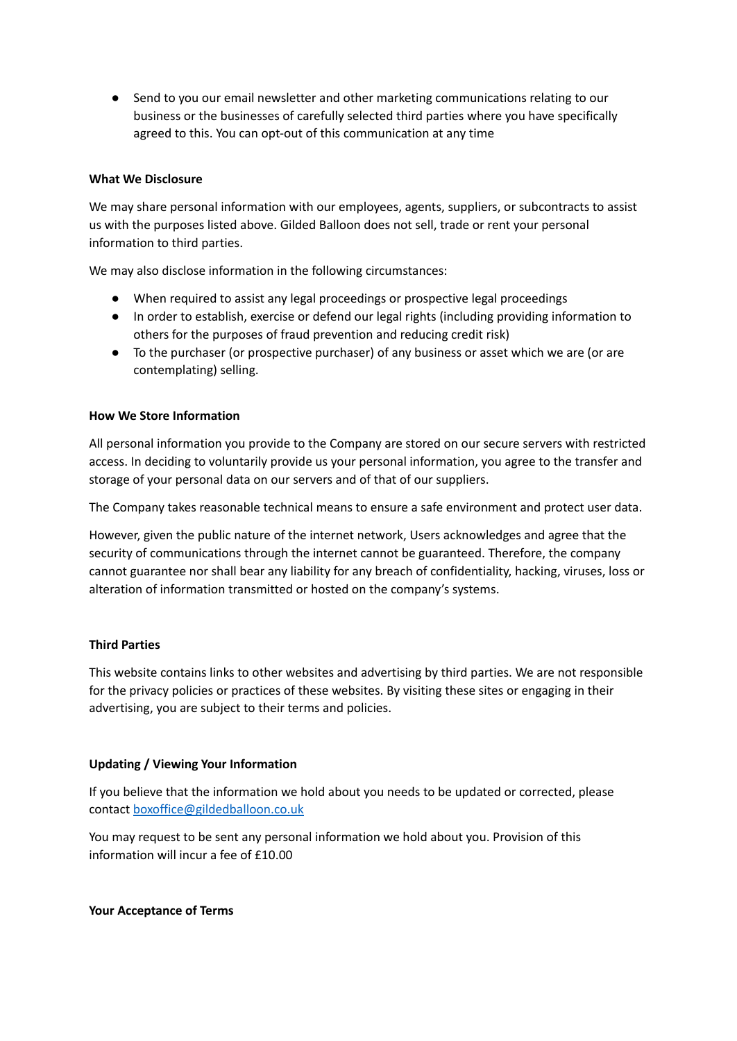- Send to you our email newsletter and other marketing communications relating to our business or the businesses of carefully selected third parties where you have specifically agreed to this. You can opt-out of this communication at any time

**What We Disclosure**

We may share personal information with our employees, agents, suppliers, or subcontracts to assist us with the purposes listed above. Gilded Balloon does not sell, trade or rent your personal information to third parties.

We may also disclose information in the following circumstances:

- When required to assist any legal proceedings or prospective legal proceedings
- In order to establish, exercise or defend our legal rights (including providing information to others for the purposes of fraud prevention and reducing credit risk)
- To the purchaser (or prospective purchaser) of any business or asset which we are (or are contemplating) selling.

**How We Store Information**

All personal information you provide to the Company are stored on our secure servers with restricted access. In deciding to voluntarily provide us your personal information, you agree to the transfer and storage of your personal data on our servers and of that of our suppliers.

The Company takes reasonable technical means to ensure a safe environment and protect user data.

However, given the public nature of the internet network, Users acknowledges and agree that the security of communications through the internet cannot be guaranteed. Therefore, the company cannot guarantee nor shall bear any liability for any breach of confidentiality, hacking, viruses, loss or alteration of information transmitted or hosted on the company's systems.

**Third Parties**

This website contains links to other websites and advertising by third parties. We are not responsible for the privacy policies or practices of these websites. By visiting these sites or engaging in their advertising, you are subject to their terms and policies.

**Updating / Viewing Your Information**

If you believe that the information we hold about you needs to be updated or corrected, please contact [boxoffice@gildedballoon.co.uk](mailto:boxoffice@gildedballoon.co.uk)

You may request to be sent any personal information we hold about you. Provision of this information will incur a fee of £10.00

**Your Acceptance of Terms**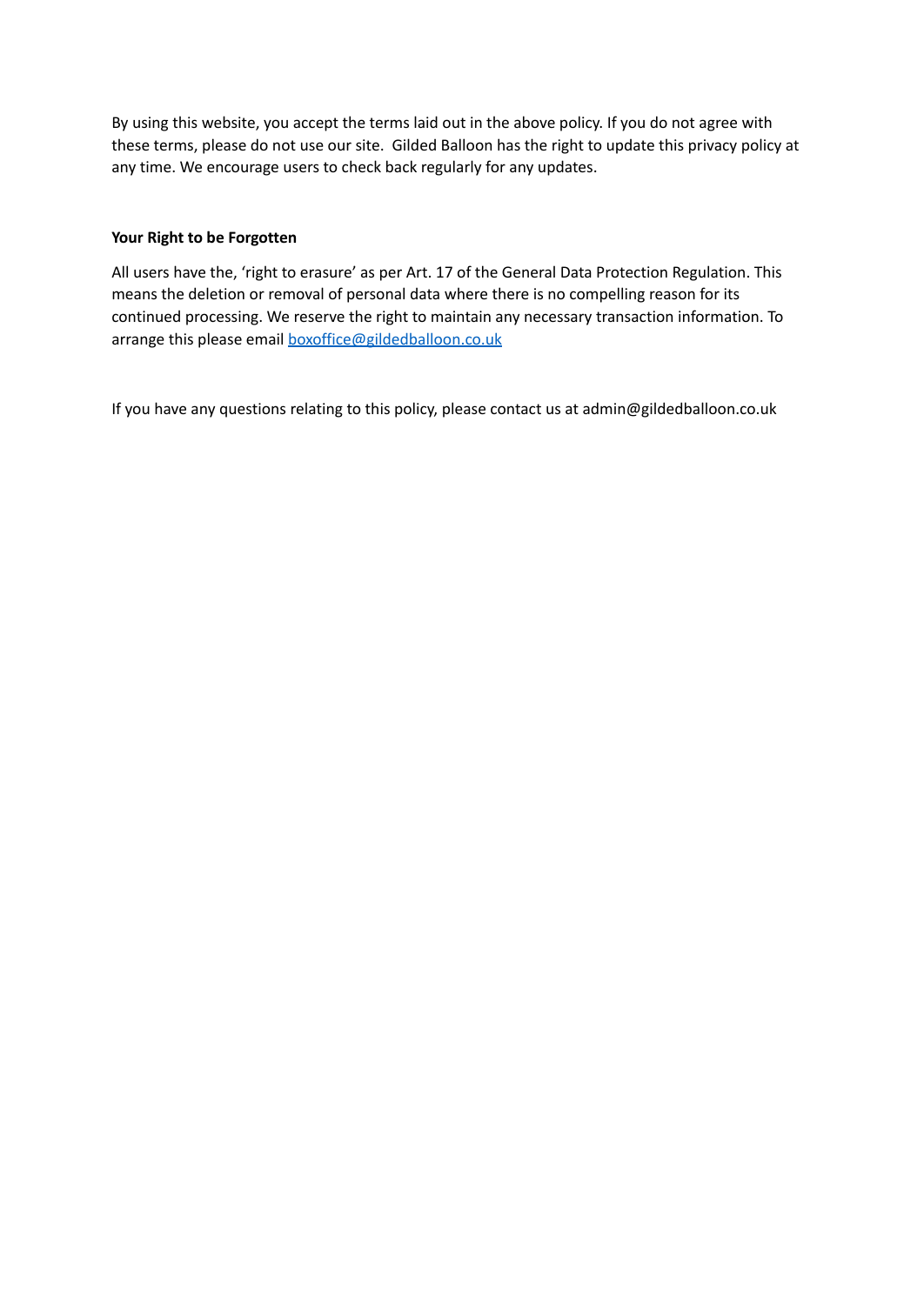By using this website, you accept the terms laid out in the above policy. If you do not agree with these terms, please do not use our site. Gilded Balloon has the right to update this privacy policy at any time. We encourage users to check back regularly for any updates.

**Your Right to be Forgotten**

All users have the, 'right to erasure' as per Art. 17 of the General Data Protection Regulation. This means the deletion or removal of personal data where there is no compelling reason for its continued processing. We reserve the right to maintain any necessary transaction information. To arrange this please email [boxoffice@gildedballoon.co.uk](mailto:boxoffice@gildedballoon.co.uk)

If you have any questions relating to this policy, please contact us at admin@gildedballoon.co.uk